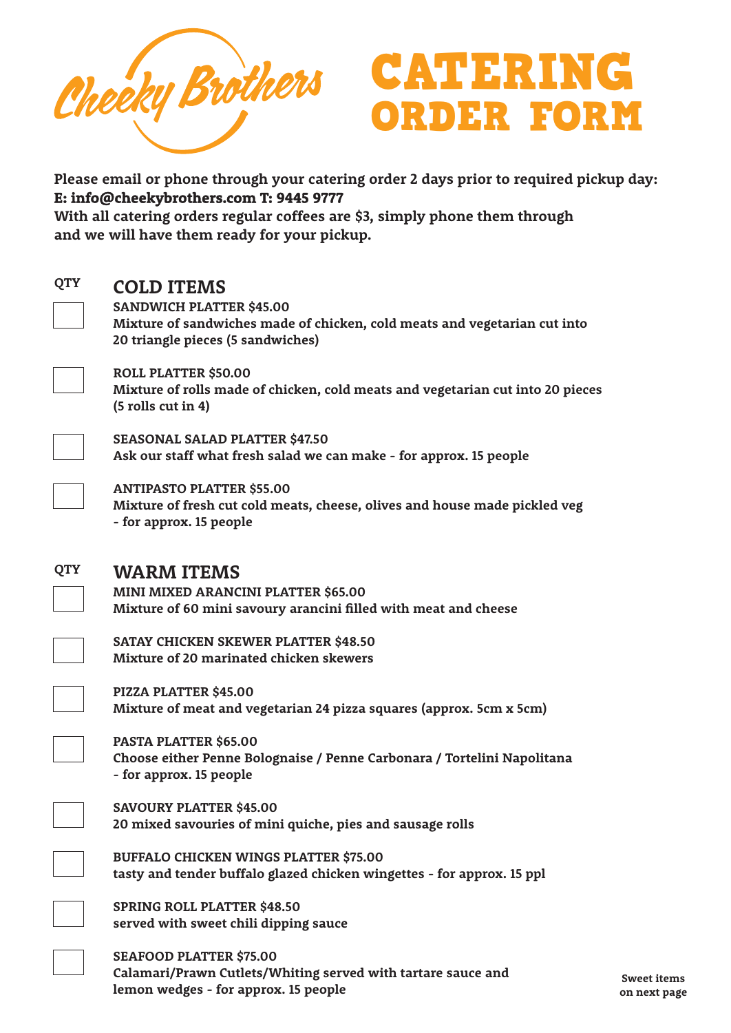# Cheeky Brothers

# CATERING ORDER FORM

**Please email or phone through your catering order 2 days prior to required pickup day:**
**E: info@cheekybrothers.com T: 9445 9777**
**With all catering orders regular coffees are $3, simply phone them through and we will have them ready for your pickup.**

## COLD ITEMS

| QTY | Item |
|---|---|
| | **SANDWICH PLATTER $45.00** Mixture of sandwiches made of chicken, cold meats and vegetarian cut into 20 triangle pieces (5 sandwiches) |
| | **ROLL PLATTER $50.00** Mixture of rolls made of chicken, cold meats and vegetarian cut into 20 pieces (5 rolls cut in 4) |
| | **SEASONAL SALAD PLATTER $47.50** Ask our staff what fresh salad we can make - for approx. 15 people |
| | **ANTIPASTO PLATTER $55.00** Mixture of fresh cut cold meats, cheese, olives and house made pickled veg - for approx. 15 people |

## WARM ITEMS

| QTY | Item |
|---|---|
| | **MINI MIXED ARANCINI PLATTER $65.00** Mixture of 60 mini savoury arancini filled with meat and cheese |
| | **SATAY CHICKEN SKEWER PLATTER $48.50** Mixture of 20 marinated chicken skewers |
| | **PIZZA PLATTER $45.00** Mixture of meat and vegetarian 24 pizza squares (approx. 5cm x 5cm) |
| | **PASTA PLATTER $65.00** Choose either Penne Bolognaise / Penne Carbonara / Tortelini Napolitana - for approx. 15 people |
| | **SAVOURY PLATTER $45.00** 20 mixed savouries of mini quiche, pies and sausage rolls |
| | **BUFFALO CHICKEN WINGS PLATTER $75.00** tasty and tender buffalo glazed chicken wingettes - for approx. 15 ppl |
| | **SPRING ROLL PLATTER $48.50** served with sweet chili dipping sauce |
| | **SEAFOOD PLATTER $75.00** Calamari/Prawn Cutlets/Whiting served with tartare sauce and lemon wedges - for approx. 15 people |

**Sweet items on next page**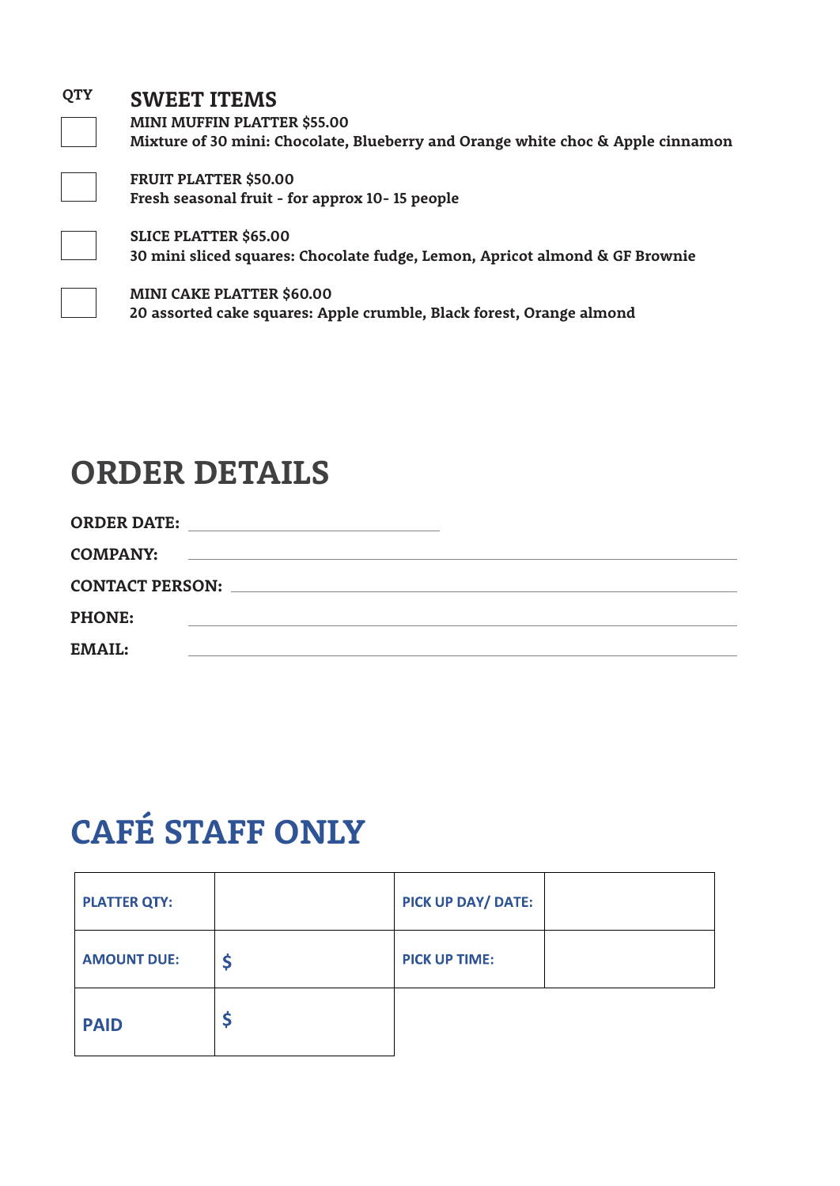| QTY | SWEET ITEMS |
| --- | --- |
| | **MINI MUFFIN PLATTER $55.00**<br>**Mixture of 30 mini: Chocolate, Blueberry and Orange white choc & Apple cinnamon** |
| | **FRUIT PLATTER $50.00**<br>**Fresh seasonal fruit - for approx 10- 15 people** |
| | **SLICE PLATTER $65.00**<br>**30 mini sliced squares: Chocolate fudge, Lemon, Apricot almond & GF Brownie** |
| | **MINI CAKE PLATTER $60.00**<br>**20 assorted cake squares: Apple crumble, Black forest, Orange almond** |

# ORDER DETAILS

**ORDER DATE:** ______________________

**COMPANY:** ______________________

**CONTACT PERSON:** ______________________

**PHONE:** ______________________

**EMAIL:** ______________________

# CAFÉ STAFF ONLY

| | | | |
| --- | --- | --- | --- |
| **PLATTER QTY:** | | **PICK UP DAY/ DATE:** | |
| **AMOUNT DUE:** | $ | **PICK UP TIME:** | |
| **PAID** | $ | | |